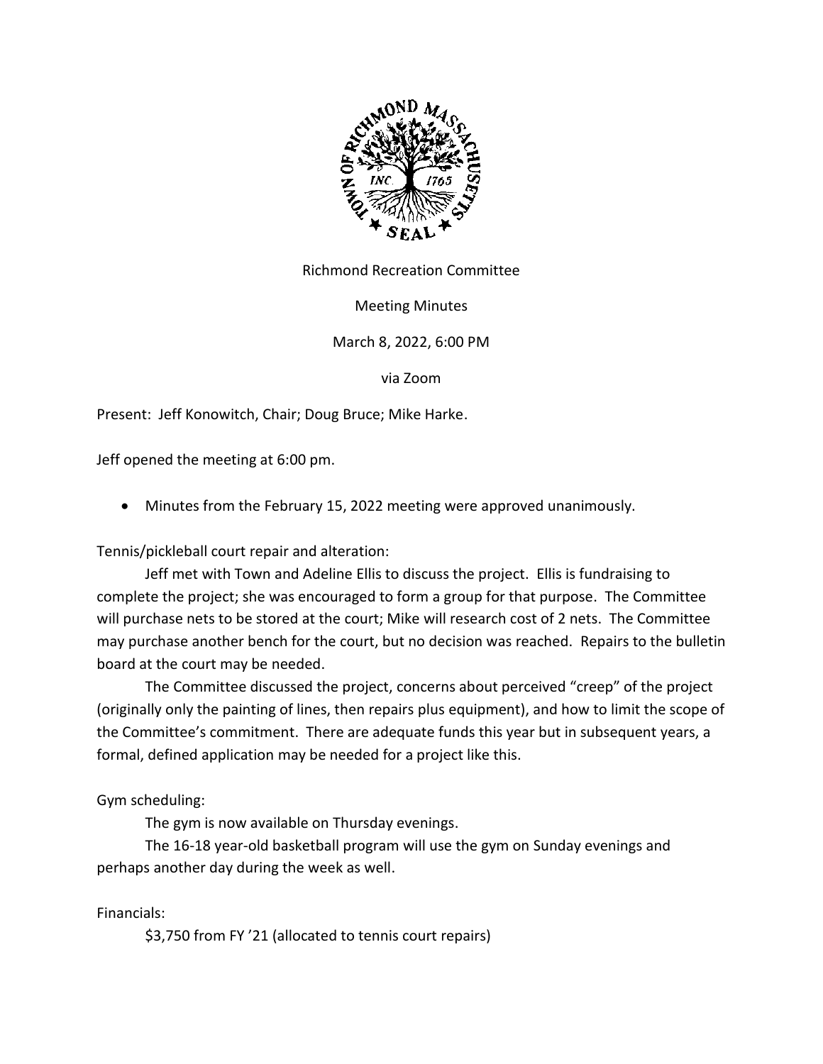Richmond Recreation Committee

Meeting Minutes

March 8, 2022, 6:00 PM

via Zoom

Present: Jeff Konowitch, Chair; Doug Bruce; Mike Harke.

Jeff opened the meeting at 6:00 pm.

- Minutes from the February 15, 2022 meeting were approved unanimously.

Tennis/pickleball court repair and alteration:

Jeff met with Town and Adeline Ellis to discuss the project. Ellis is fundraising to complete the project; she was encouraged to form a group for that purpose. The Committee will purchase nets to be stored at the court; Mike will research cost of 2 nets. The Committee may purchase another bench for the court, but no decision was reached. Repairs to the bulletin board at the court may be needed.

The Committee discussed the project, concerns about perceived "creep" of the project (originally only the painting of lines, then repairs plus equipment), and how to limit the scope of the Committee's commitment. There are adequate funds this year but in subsequent years, a formal, defined application may be needed for a project like this.

Gym scheduling:

The gym is now available on Thursday evenings.

The 16-18 year-old basketball program will use the gym on Sunday evenings and perhaps another day during the week as well.

Financials:

$3,750 from FY '21 (allocated to tennis court repairs)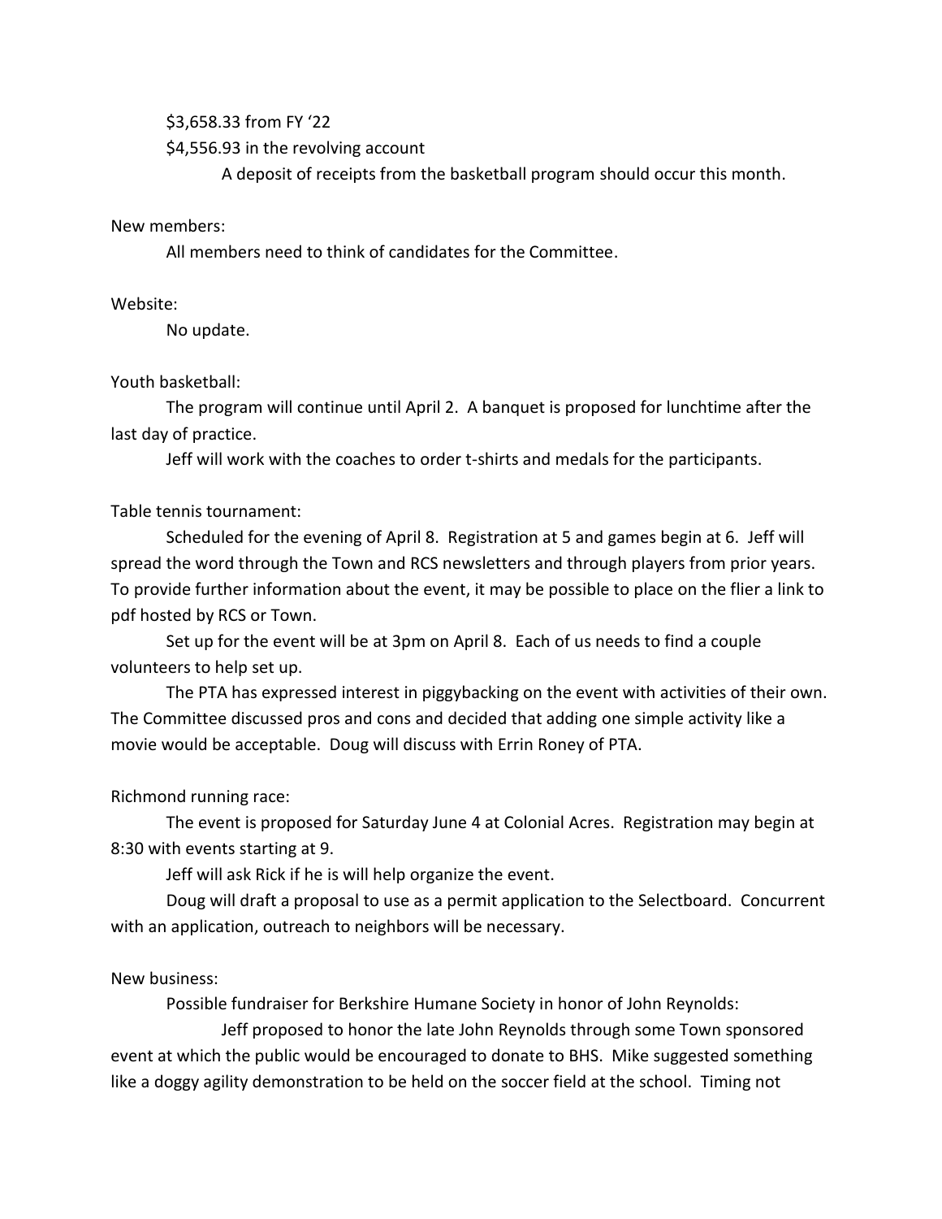$3,658.33 from FY ‘22

$4,556.93 in the revolving account

A deposit of receipts from the basketball program should occur this month.

New members:

All members need to think of candidates for the Committee.

Website:

No update.

Youth basketball:

The program will continue until April 2. A banquet is proposed for lunchtime after the last day of practice.

Jeff will work with the coaches to order t-shirts and medals for the participants.

Table tennis tournament:

Scheduled for the evening of April 8. Registration at 5 and games begin at 6. Jeff will spread the word through the Town and RCS newsletters and through players from prior years. To provide further information about the event, it may be possible to place on the flier a link to pdf hosted by RCS or Town.

Set up for the event will be at 3pm on April 8. Each of us needs to find a couple volunteers to help set up.

The PTA has expressed interest in piggybacking on the event with activities of their own. The Committee discussed pros and cons and decided that adding one simple activity like a movie would be acceptable. Doug will discuss with Errin Roney of PTA.

Richmond running race:

The event is proposed for Saturday June 4 at Colonial Acres. Registration may begin at 8:30 with events starting at 9.

Jeff will ask Rick if he is will help organize the event.

Doug will draft a proposal to use as a permit application to the Selectboard. Concurrent with an application, outreach to neighbors will be necessary.

New business:

Possible fundraiser for Berkshire Humane Society in honor of John Reynolds:

Jeff proposed to honor the late John Reynolds through some Town sponsored event at which the public would be encouraged to donate to BHS. Mike suggested something like a doggy agility demonstration to be held on the soccer field at the school. Timing not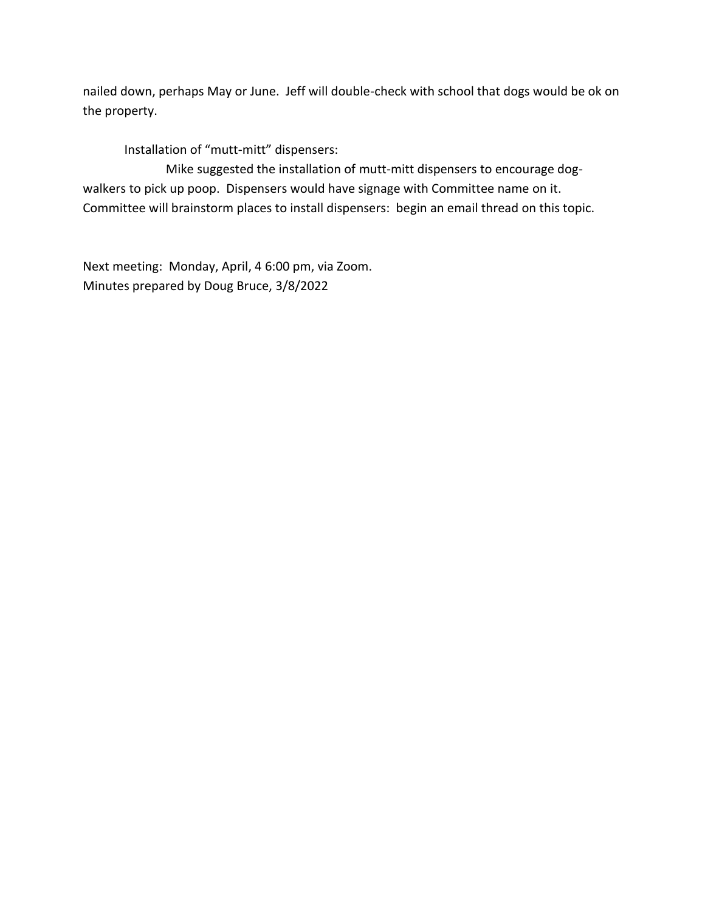nailed down, perhaps May or June. Jeff will double-check with school that dogs would be ok on the property.

Installation of "mutt-mitt" dispensers:

Mike suggested the installation of mutt-mitt dispensers to encourage dog-walkers to pick up poop. Dispensers would have signage with Committee name on it. Committee will brainstorm places to install dispensers: begin an email thread on this topic.

Next meeting: Monday, April, 4 6:00 pm, via Zoom.
Minutes prepared by Doug Bruce, 3/8/2022